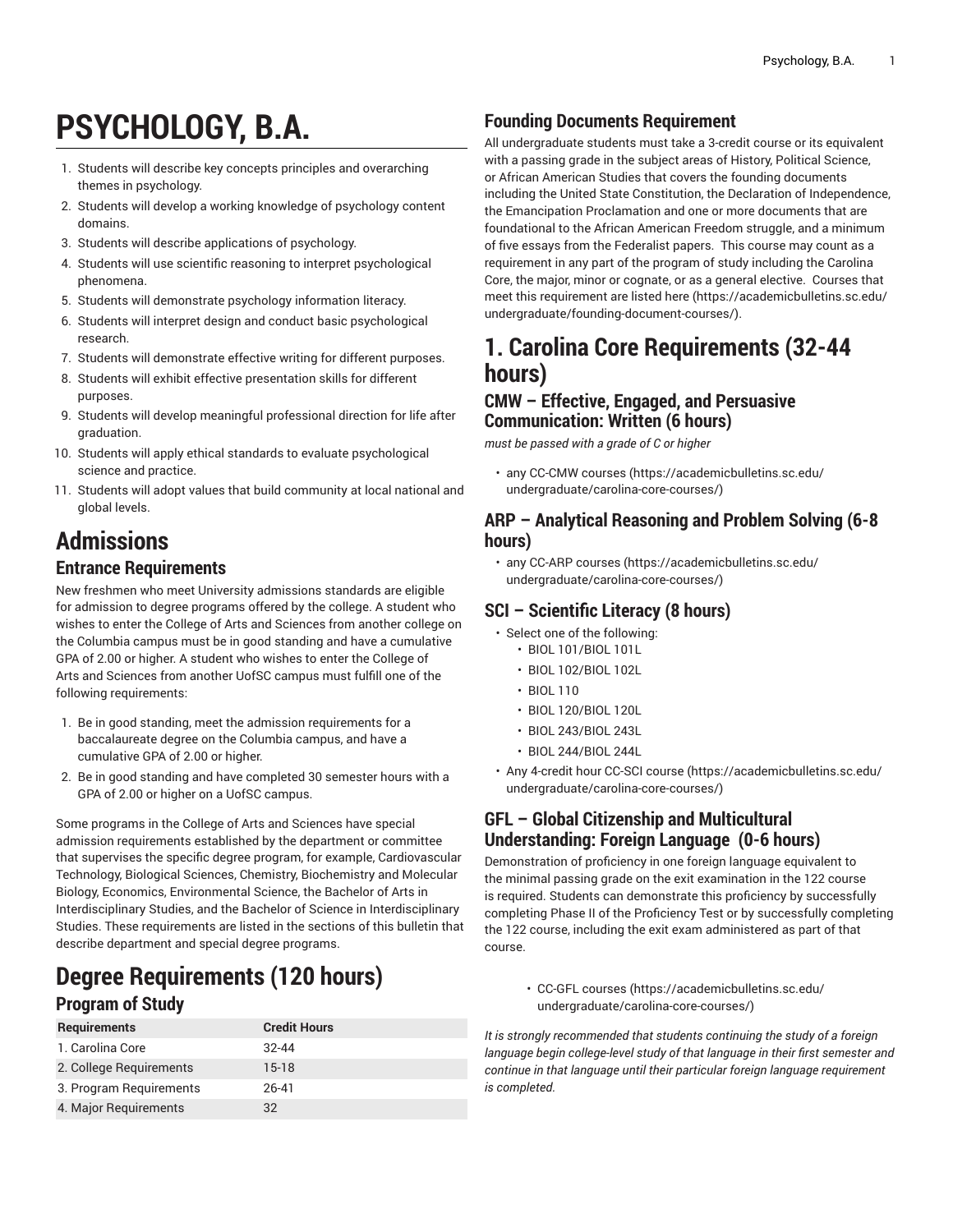# PSYCHOLOGY, B.A.

1. Students will describe key concepts principles and overarching themes in psychology.
2. Students will develop a working knowledge of psychology content domains.
3. Students will describe applications of psychology.
4. Students will use scientific reasoning to interpret psychological phenomena.
5. Students will demonstrate psychology information literacy.
6. Students will interpret design and conduct basic psychological research.
7. Students will demonstrate effective writing for different purposes.
8. Students will exhibit effective presentation skills for different purposes.
9. Students will develop meaningful professional direction for life after graduation.
10. Students will apply ethical standards to evaluate psychological science and practice.
11. Students will adopt values that build community at local national and global levels.

# Admissions

## Entrance Requirements

New freshmen who meet University admissions standards are eligible for admission to degree programs offered by the college. A student who wishes to enter the College of Arts and Sciences from another college on the Columbia campus must be in good standing and have a cumulative GPA of 2.00 or higher. A student who wishes to enter the College of Arts and Sciences from another UofSC campus must fulfill one of the following requirements:

1. Be in good standing, meet the admission requirements for a baccalaureate degree on the Columbia campus, and have a cumulative GPA of 2.00 or higher.
2. Be in good standing and have completed 30 semester hours with a GPA of 2.00 or higher on a UofSC campus.

Some programs in the College of Arts and Sciences have special admission requirements established by the department or committee that supervises the specific degree program, for example, Cardiovascular Technology, Biological Sciences, Chemistry, Biochemistry and Molecular Biology, Economics, Environmental Science, the Bachelor of Arts in Interdisciplinary Studies, and the Bachelor of Science in Interdisciplinary Studies. These requirements are listed in the sections of this bulletin that describe department and special degree programs.

# Degree Requirements (120 hours)

## Program of Study

| Requirements | Credit Hours |
|---|---|
| 1. Carolina Core | 32-44 |
| 2. College Requirements | 15-18 |
| 3. Program Requirements | 26-41 |
| 4. Major Requirements | 32 |

## Founding Documents Requirement

All undergraduate students must take a 3-credit course or its equivalent with a passing grade in the subject areas of History, Political Science, or African American Studies that covers the founding documents including the United State Constitution, the Declaration of Independence, the Emancipation Proclamation and one or more documents that are foundational to the African American Freedom struggle, and a minimum of five essays from the Federalist papers. This course may count as a requirement in any part of the program of study including the Carolina Core, the major, minor or cognate, or as a general elective. Courses that meet this requirement are listed here (https://academicbulletins.sc.edu/undergraduate/founding-document-courses/).

# 1. Carolina Core Requirements (32-44 hours)

### CMW – Effective, Engaged, and Persuasive Communication: Written (6 hours)

*must be passed with a grade of C or higher*

- any CC-CMW courses (https://academicbulletins.sc.edu/undergraduate/carolina-core-courses/)

### ARP – Analytical Reasoning and Problem Solving (6-8 hours)

- any CC-ARP courses (https://academicbulletins.sc.edu/undergraduate/carolina-core-courses/)

### SCI – Scientific Literacy (8 hours)

- Select one of the following:
  - BIOL 101/BIOL 101L
  - BIOL 102/BIOL 102L
  - BIOL 110
  - BIOL 120/BIOL 120L
  - BIOL 243/BIOL 243L
  - BIOL 244/BIOL 244L
- Any 4-credit hour CC-SCI course (https://academicbulletins.sc.edu/undergraduate/carolina-core-courses/)

### GFL – Global Citizenship and Multicultural Understanding: Foreign Language (0-6 hours)

Demonstration of proficiency in one foreign language equivalent to the minimal passing grade on the exit examination in the 122 course is required. Students can demonstrate this proficiency by successfully completing Phase II of the Proficiency Test or by successfully completing the 122 course, including the exit exam administered as part of that course.

- CC-GFL courses (https://academicbulletins.sc.edu/undergraduate/carolina-core-courses/)

*It is strongly recommended that students continuing the study of a foreign language begin college-level study of that language in their first semester and continue in that language until their particular foreign language requirement is completed.*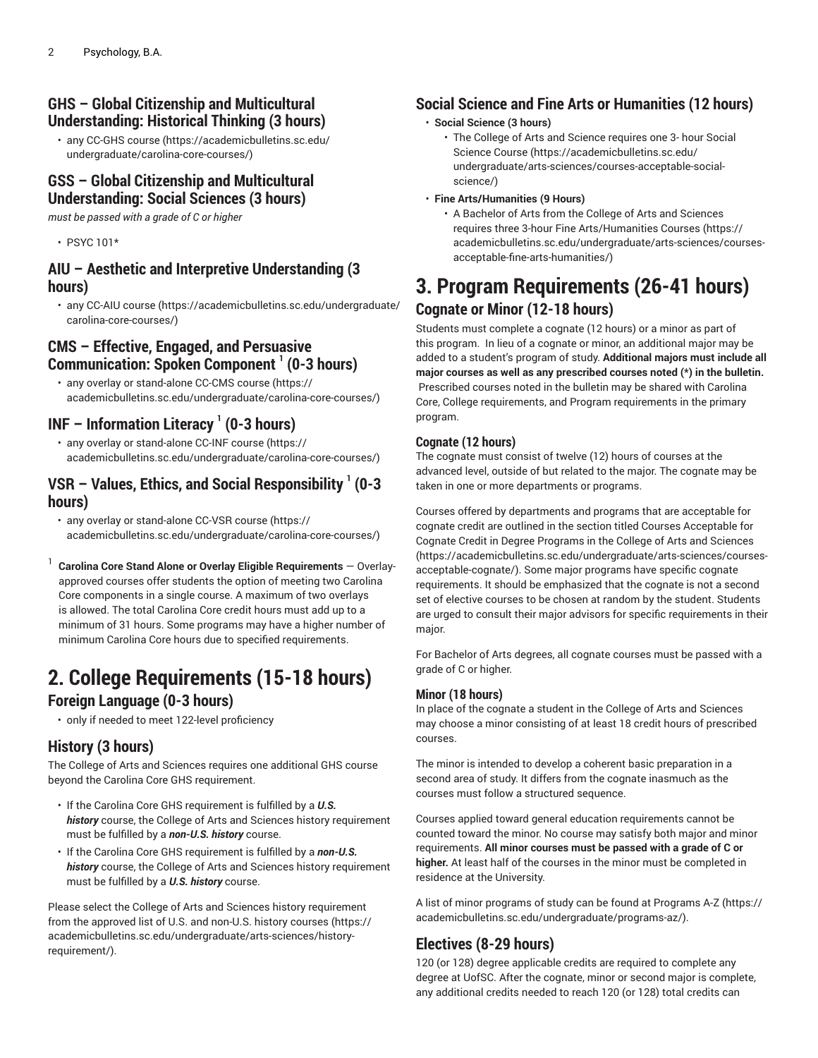### GHS – Global Citizenship and Multicultural Understanding: Historical Thinking (3 hours)

- any CC-GHS course (https://academicbulletins.sc.edu/undergraduate/carolina-core-courses/)

### GSS – Global Citizenship and Multicultural Understanding: Social Sciences (3 hours)

*must be passed with a grade of C or higher*

- PSYC 101*

### AIU – Aesthetic and Interpretive Understanding (3 hours)

- any CC-AIU course (https://academicbulletins.sc.edu/undergraduate/carolina-core-courses/)

### CMS – Effective, Engaged, and Persuasive Communication: Spoken Component [1] (0-3 hours)

- any overlay or stand-alone CC-CMS course (https://academicbulletins.sc.edu/undergraduate/carolina-core-courses/)

### INF – Information Literacy [1] (0-3 hours)

- any overlay or stand-alone CC-INF course (https://academicbulletins.sc.edu/undergraduate/carolina-core-courses/)

### VSR – Values, Ethics, and Social Responsibility [1] (0-3 hours)

- any overlay or stand-alone CC-VSR course (https://academicbulletins.sc.edu/undergraduate/carolina-core-courses/)

[1] **Carolina Core Stand Alone or Overlay Eligible Requirements** — Overlay-approved courses offer students the option of meeting two Carolina Core components in a single course. A maximum of two overlays is allowed. The total Carolina Core credit hours must add up to a minimum of 31 hours. Some programs may have a higher number of minimum Carolina Core hours due to specified requirements.

# 2. College Requirements (15-18 hours)

## Foreign Language (0-3 hours)

- only if needed to meet 122-level proficiency

## History (3 hours)

The College of Arts and Sciences requires one additional GHS course beyond the Carolina Core GHS requirement.

- If the Carolina Core GHS requirement is fulfilled by a ***U.S. history*** course, the College of Arts and Sciences history requirement must be fulfilled by a ***non-U.S. history*** course.
- If the Carolina Core GHS requirement is fulfilled by a ***non-U.S. history*** course, the College of Arts and Sciences history requirement must be fulfilled by a ***U.S. history*** course.

Please select the College of Arts and Sciences history requirement from the approved list of U.S. and non-U.S. history courses (https://academicbulletins.sc.edu/undergraduate/arts-sciences/history-requirement/).

## Social Science and Fine Arts or Humanities (12 hours)

- **Social Science (3 hours)**
  - The College of Arts and Science requires one 3- hour Social Science Course (https://academicbulletins.sc.edu/undergraduate/arts-sciences/courses-acceptable-social-science/)
- **Fine Arts/Humanities (9 Hours)**
  - A Bachelor of Arts from the College of Arts and Sciences requires three 3-hour Fine Arts/Humanities Courses (https://academicbulletins.sc.edu/undergraduate/arts-sciences/courses-acceptable-fine-arts-humanities/)

# 3. Program Requirements (26-41 hours)

## Cognate or Minor (12-18 hours)

Students must complete a cognate (12 hours) or a minor as part of this program. In lieu of a cognate or minor, an additional major may be added to a student's program of study. **Additional majors must include all major courses as well as any prescribed courses noted (*) in the bulletin.** Prescribed courses noted in the bulletin may be shared with Carolina Core, College requirements, and Program requirements in the primary program.

### Cognate (12 hours)

The cognate must consist of twelve (12) hours of courses at the advanced level, outside of but related to the major. The cognate may be taken in one or more departments or programs.

Courses offered by departments and programs that are acceptable for cognate credit are outlined in the section titled Courses Acceptable for Cognate Credit in Degree Programs in the College of Arts and Sciences (https://academicbulletins.sc.edu/undergraduate/arts-sciences/courses-acceptable-cognate/). Some major programs have specific cognate requirements. It should be emphasized that the cognate is not a second set of elective courses to be chosen at random by the student. Students are urged to consult their major advisors for specific requirements in their major.

For Bachelor of Arts degrees, all cognate courses must be passed with a grade of C or higher.

### Minor (18 hours)

In place of the cognate a student in the College of Arts and Sciences may choose a minor consisting of at least 18 credit hours of prescribed courses.

The minor is intended to develop a coherent basic preparation in a second area of study. It differs from the cognate inasmuch as the courses must follow a structured sequence.

Courses applied toward general education requirements cannot be counted toward the minor. No course may satisfy both major and minor requirements. **All minor courses must be passed with a grade of C or higher.** At least half of the courses in the minor must be completed in residence at the University.

A list of minor programs of study can be found at Programs A-Z (https://academicbulletins.sc.edu/undergraduate/programs-az/).

## Electives (8-29 hours)

120 (or 128) degree applicable credits are required to complete any degree at UofSC. After the cognate, minor or second major is complete, any additional credits needed to reach 120 (or 128) total credits can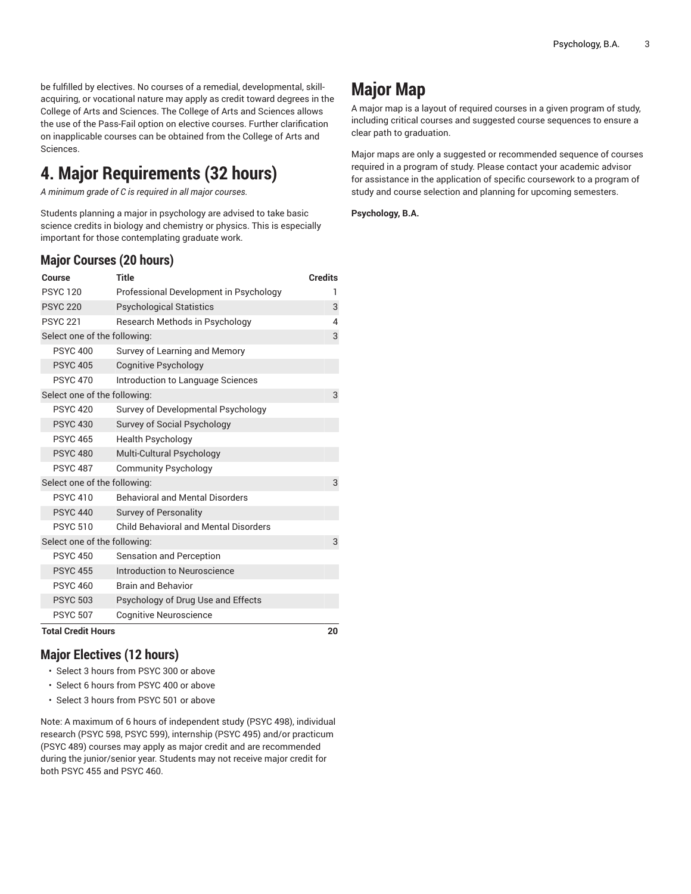be fulfilled by electives. No courses of a remedial, developmental, skill-acquiring, or vocational nature may apply as credit toward degrees in the College of Arts and Sciences. The College of Arts and Sciences allows the use of the Pass-Fail option on elective courses. Further clarification on inapplicable courses can be obtained from the College of Arts and Sciences.

# 4. Major Requirements (32 hours)

*A minimum grade of C is required in all major courses.*

Students planning a major in psychology are advised to take basic science credits in biology and chemistry or physics. This is especially important for those contemplating graduate work.

## Major Courses (20 hours)

| Course | Title | Credits |
|---|---|---|
| PSYC 120 | Professional Development in Psychology | 1 |
| PSYC 220 | Psychological Statistics | 3 |
| PSYC 221 | Research Methods in Psychology | 4 |
| Select one of the following: | | 3 |
| PSYC 400 | Survey of Learning and Memory | |
| PSYC 405 | Cognitive Psychology | |
| PSYC 470 | Introduction to Language Sciences | |
| Select one of the following: | | 3 |
| PSYC 420 | Survey of Developmental Psychology | |
| PSYC 430 | Survey of Social Psychology | |
| PSYC 465 | Health Psychology | |
| PSYC 480 | Multi-Cultural Psychology | |
| PSYC 487 | Community Psychology | |
| Select one of the following: | | 3 |
| PSYC 410 | Behavioral and Mental Disorders | |
| PSYC 440 | Survey of Personality | |
| PSYC 510 | Child Behavioral and Mental Disorders | |
| Select one of the following: | | 3 |
| PSYC 450 | Sensation and Perception | |
| PSYC 455 | Introduction to Neuroscience | |
| PSYC 460 | Brain and Behavior | |
| PSYC 503 | Psychology of Drug Use and Effects | |
| PSYC 507 | Cognitive Neuroscience | |
| **Total Credit Hours** | | **20** |

## Major Electives (12 hours)

- Select 3 hours from PSYC 300 or above
- Select 6 hours from PSYC 400 or above
- Select 3 hours from PSYC 501 or above

Note: A maximum of 6 hours of independent study (PSYC 498), individual research (PSYC 598, PSYC 599), internship (PSYC 495) and/or practicum (PSYC 489) courses may apply as major credit and are recommended during the junior/senior year. Students may not receive major credit for both PSYC 455 and PSYC 460.

# Major Map

A major map is a layout of required courses in a given program of study, including critical courses and suggested course sequences to ensure a clear path to graduation.

Major maps are only a suggested or recommended sequence of courses required in a program of study. Please contact your academic advisor for assistance in the application of specific coursework to a program of study and course selection and planning for upcoming semesters.

**Psychology, B.A.**